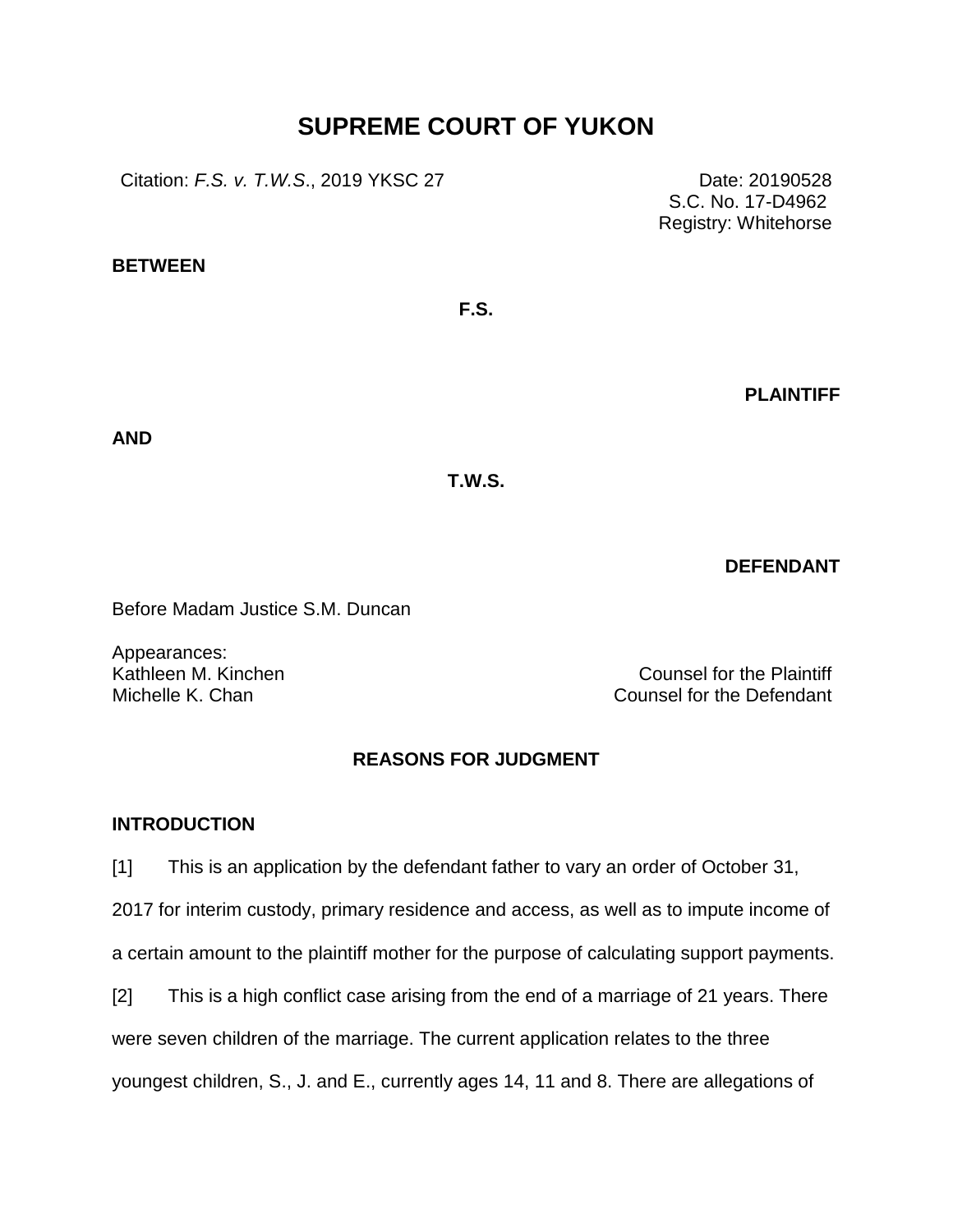# SUPREME COURT OF YUKON

Citation: *F.S. v. T.W.S.*, 2019 YKSC 27

Date: 20190528
S.C. No. 17-D4962
Registry: Whitehorse

**BETWEEN**

**F.S.**

**PLAINTIFF**

**AND**

**T.W.S.**

**DEFENDANT**

Before Madam Justice S.M. Duncan

Appearances:
Kathleen M. Kinchen — Counsel for the Plaintiff
Michelle K. Chan — Counsel for the Defendant

**REASONS FOR JUDGMENT**

**INTRODUCTION**

[1] This is an application by the defendant father to vary an order of October 31, 2017 for interim custody, primary residence and access, as well as to impute income of a certain amount to the plaintiff mother for the purpose of calculating support payments.

[2] This is a high conflict case arising from the end of a marriage of 21 years. There were seven children of the marriage. The current application relates to the three youngest children, S., J. and E., currently ages 14, 11 and 8. There are allegations of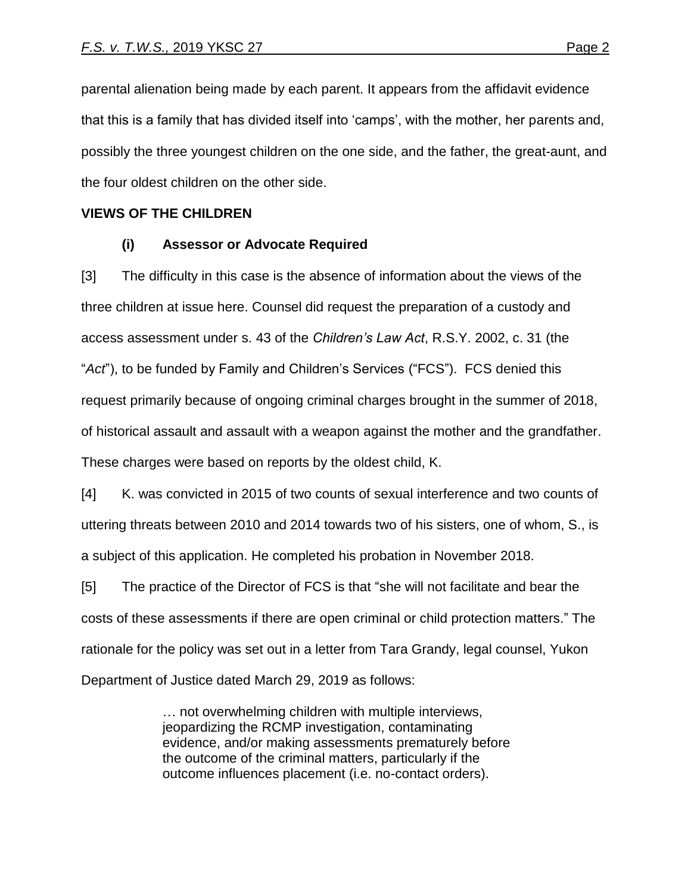parental alienation being made by each parent. It appears from the affidavit evidence that this is a family that has divided itself into 'camps', with the mother, her parents and, possibly the three youngest children on the one side, and the father, the great-aunt, and the four oldest children on the other side.

## VIEWS OF THE CHILDREN

### (i) Assessor or Advocate Required

[3] The difficulty in this case is the absence of information about the views of the three children at issue here. Counsel did request the preparation of a custody and access assessment under s. 43 of the *Children's Law Act*, R.S.Y. 2002, c. 31 (the "*Act*"), to be funded by Family and Children's Services ("FCS"). FCS denied this request primarily because of ongoing criminal charges brought in the summer of 2018, of historical assault and assault with a weapon against the mother and the grandfather. These charges were based on reports by the oldest child, K.

[4] K. was convicted in 2015 of two counts of sexual interference and two counts of uttering threats between 2010 and 2014 towards two of his sisters, one of whom, S., is a subject of this application. He completed his probation in November 2018.

[5] The practice of the Director of FCS is that "she will not facilitate and bear the costs of these assessments if there are open criminal or child protection matters." The rationale for the policy was set out in a letter from Tara Grandy, legal counsel, Yukon Department of Justice dated March 29, 2019 as follows:

> … not overwhelming children with multiple interviews, jeopardizing the RCMP investigation, contaminating evidence, and/or making assessments prematurely before the outcome of the criminal matters, particularly if the outcome influences placement (i.e. no-contact orders).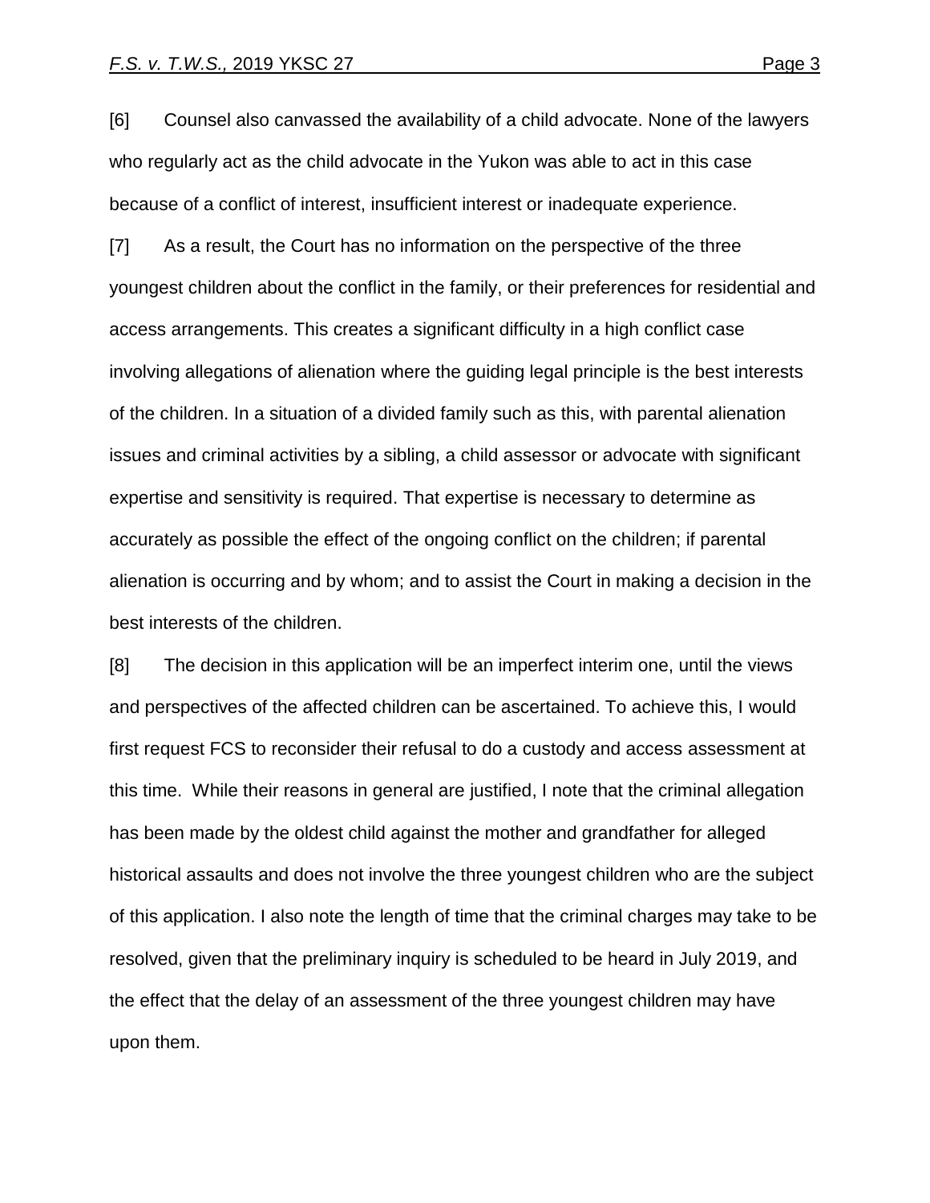[6] Counsel also canvassed the availability of a child advocate. None of the lawyers who regularly act as the child advocate in the Yukon was able to act in this case because of a conflict of interest, insufficient interest or inadequate experience.

[7] As a result, the Court has no information on the perspective of the three youngest children about the conflict in the family, or their preferences for residential and access arrangements. This creates a significant difficulty in a high conflict case involving allegations of alienation where the guiding legal principle is the best interests of the children. In a situation of a divided family such as this, with parental alienation issues and criminal activities by a sibling, a child assessor or advocate with significant expertise and sensitivity is required. That expertise is necessary to determine as accurately as possible the effect of the ongoing conflict on the children; if parental alienation is occurring and by whom; and to assist the Court in making a decision in the best interests of the children.

[8] The decision in this application will be an imperfect interim one, until the views and perspectives of the affected children can be ascertained. To achieve this, I would first request FCS to reconsider their refusal to do a custody and access assessment at this time. While their reasons in general are justified, I note that the criminal allegation has been made by the oldest child against the mother and grandfather for alleged historical assaults and does not involve the three youngest children who are the subject of this application. I also note the length of time that the criminal charges may take to be resolved, given that the preliminary inquiry is scheduled to be heard in July 2019, and the effect that the delay of an assessment of the three youngest children may have upon them.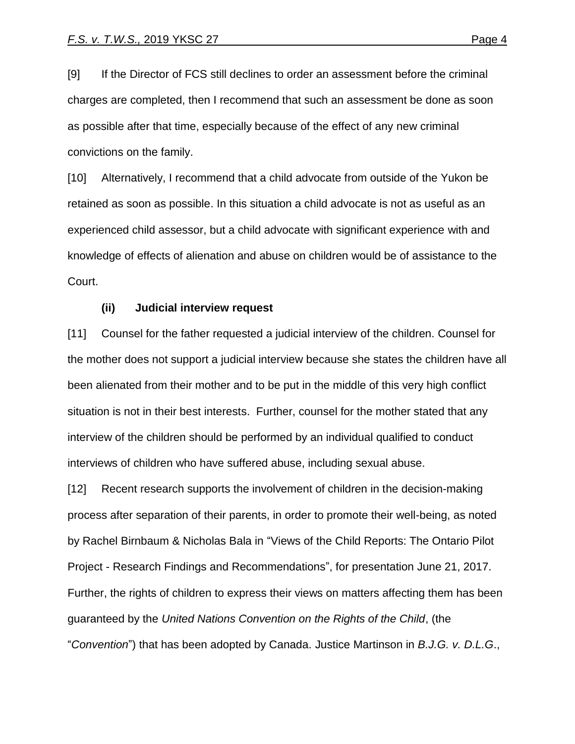[9] If the Director of FCS still declines to order an assessment before the criminal charges are completed, then I recommend that such an assessment be done as soon as possible after that time, especially because of the effect of any new criminal convictions on the family.

[10] Alternatively, I recommend that a child advocate from outside of the Yukon be retained as soon as possible. In this situation a child advocate is not as useful as an experienced child assessor, but a child advocate with significant experience with and knowledge of effects of alienation and abuse on children would be of assistance to the Court.

### (ii) Judicial interview request

[11] Counsel for the father requested a judicial interview of the children. Counsel for the mother does not support a judicial interview because she states the children have all been alienated from their mother and to be put in the middle of this very high conflict situation is not in their best interests. Further, counsel for the mother stated that any interview of the children should be performed by an individual qualified to conduct interviews of children who have suffered abuse, including sexual abuse.

[12] Recent research supports the involvement of children in the decision-making process after separation of their parents, in order to promote their well-being, as noted by Rachel Birnbaum & Nicholas Bala in "Views of the Child Reports: The Ontario Pilot Project - Research Findings and Recommendations", for presentation June 21, 2017. Further, the rights of children to express their views on matters affecting them has been guaranteed by the *United Nations Convention on the Rights of the Child*, (the "*Convention*") that has been adopted by Canada. Justice Martinson in *B.J.G. v. D.L.G*.,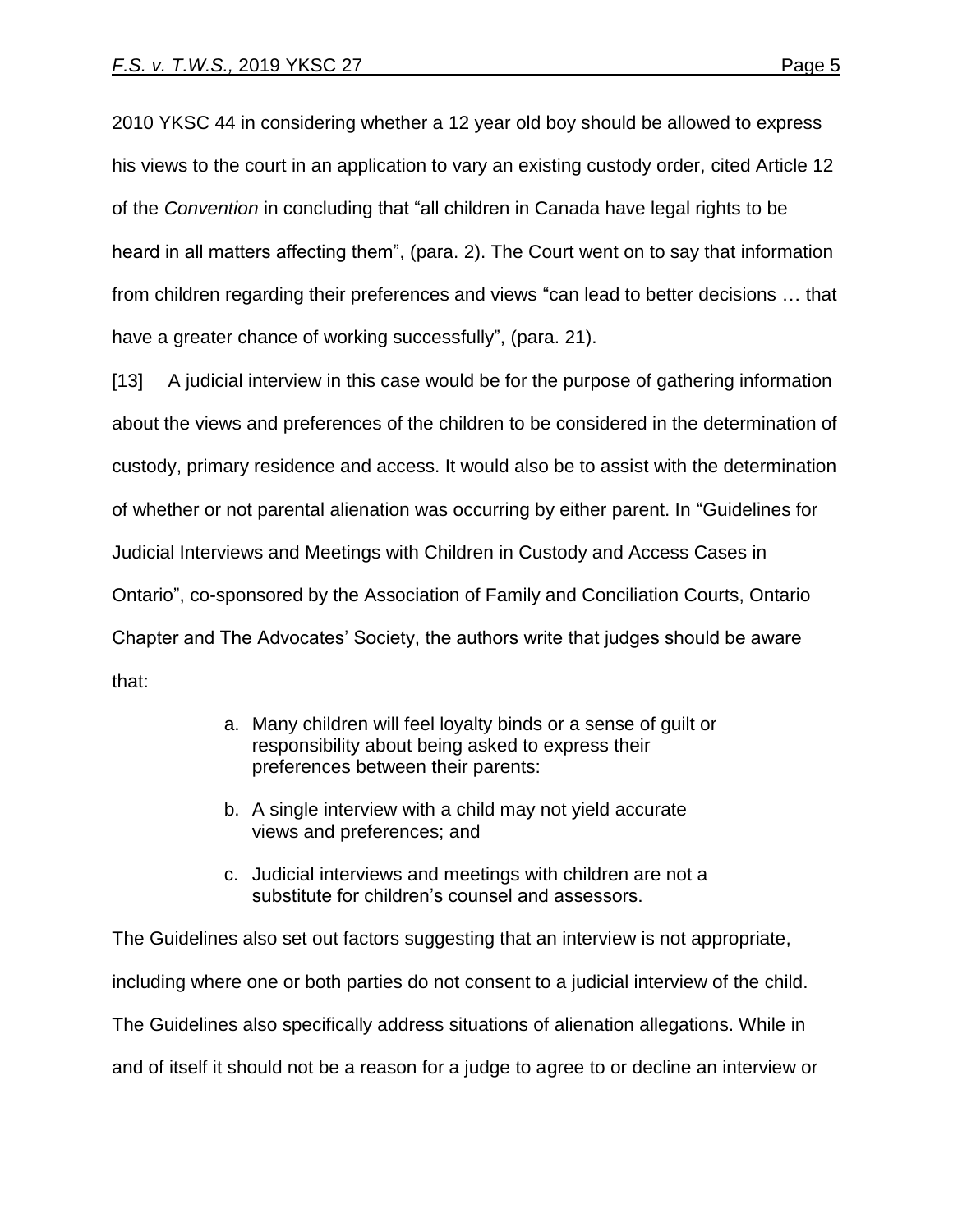2010 YKSC 44 in considering whether a 12 year old boy should be allowed to express his views to the court in an application to vary an existing custody order, cited Article 12 of the *Convention* in concluding that "all children in Canada have legal rights to be heard in all matters affecting them", (para. 2). The Court went on to say that information from children regarding their preferences and views "can lead to better decisions … that have a greater chance of working successfully", (para. 21).

[13] A judicial interview in this case would be for the purpose of gathering information about the views and preferences of the children to be considered in the determination of custody, primary residence and access. It would also be to assist with the determination of whether or not parental alienation was occurring by either parent. In "Guidelines for Judicial Interviews and Meetings with Children in Custody and Access Cases in Ontario", co-sponsored by the Association of Family and Conciliation Courts, Ontario Chapter and The Advocates' Society, the authors write that judges should be aware that:

> a. Many children will feel loyalty binds or a sense of guilt or responsibility about being asked to express their preferences between their parents:
>
> b. A single interview with a child may not yield accurate views and preferences; and
>
> c. Judicial interviews and meetings with children are not a substitute for children's counsel and assessors.

The Guidelines also set out factors suggesting that an interview is not appropriate, including where one or both parties do not consent to a judicial interview of the child. The Guidelines also specifically address situations of alienation allegations. While in and of itself it should not be a reason for a judge to agree to or decline an interview or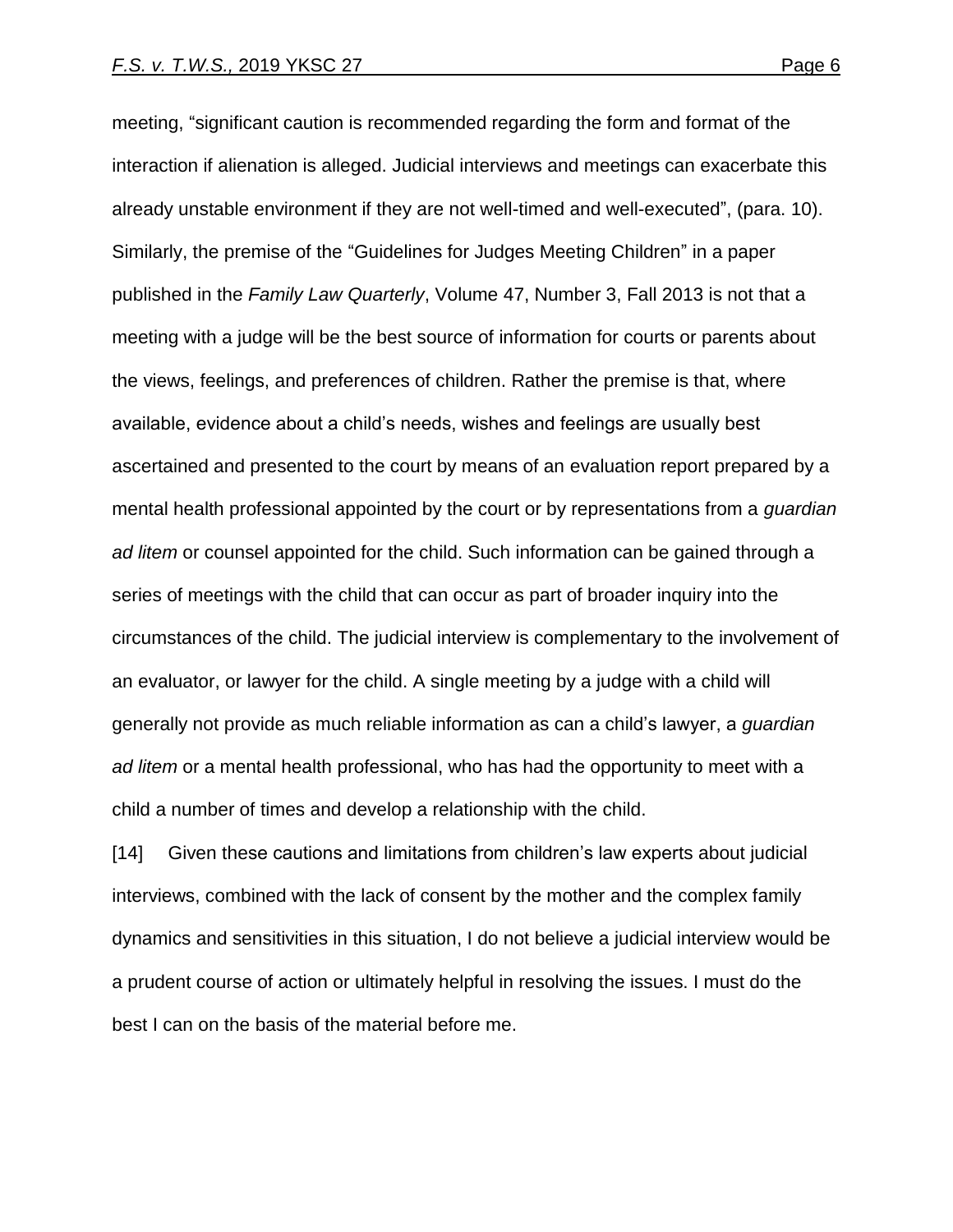meeting, "significant caution is recommended regarding the form and format of the interaction if alienation is alleged. Judicial interviews and meetings can exacerbate this already unstable environment if they are not well-timed and well-executed", (para. 10). Similarly, the premise of the "Guidelines for Judges Meeting Children" in a paper published in the *Family Law Quarterly*, Volume 47, Number 3, Fall 2013 is not that a meeting with a judge will be the best source of information for courts or parents about the views, feelings, and preferences of children. Rather the premise is that, where available, evidence about a child's needs, wishes and feelings are usually best ascertained and presented to the court by means of an evaluation report prepared by a mental health professional appointed by the court or by representations from a *guardian ad litem* or counsel appointed for the child. Such information can be gained through a series of meetings with the child that can occur as part of broader inquiry into the circumstances of the child. The judicial interview is complementary to the involvement of an evaluator, or lawyer for the child. A single meeting by a judge with a child will generally not provide as much reliable information as can a child's lawyer, a *guardian ad litem* or a mental health professional, who has had the opportunity to meet with a child a number of times and develop a relationship with the child.

[14] Given these cautions and limitations from children's law experts about judicial interviews, combined with the lack of consent by the mother and the complex family dynamics and sensitivities in this situation, I do not believe a judicial interview would be a prudent course of action or ultimately helpful in resolving the issues. I must do the best I can on the basis of the material before me.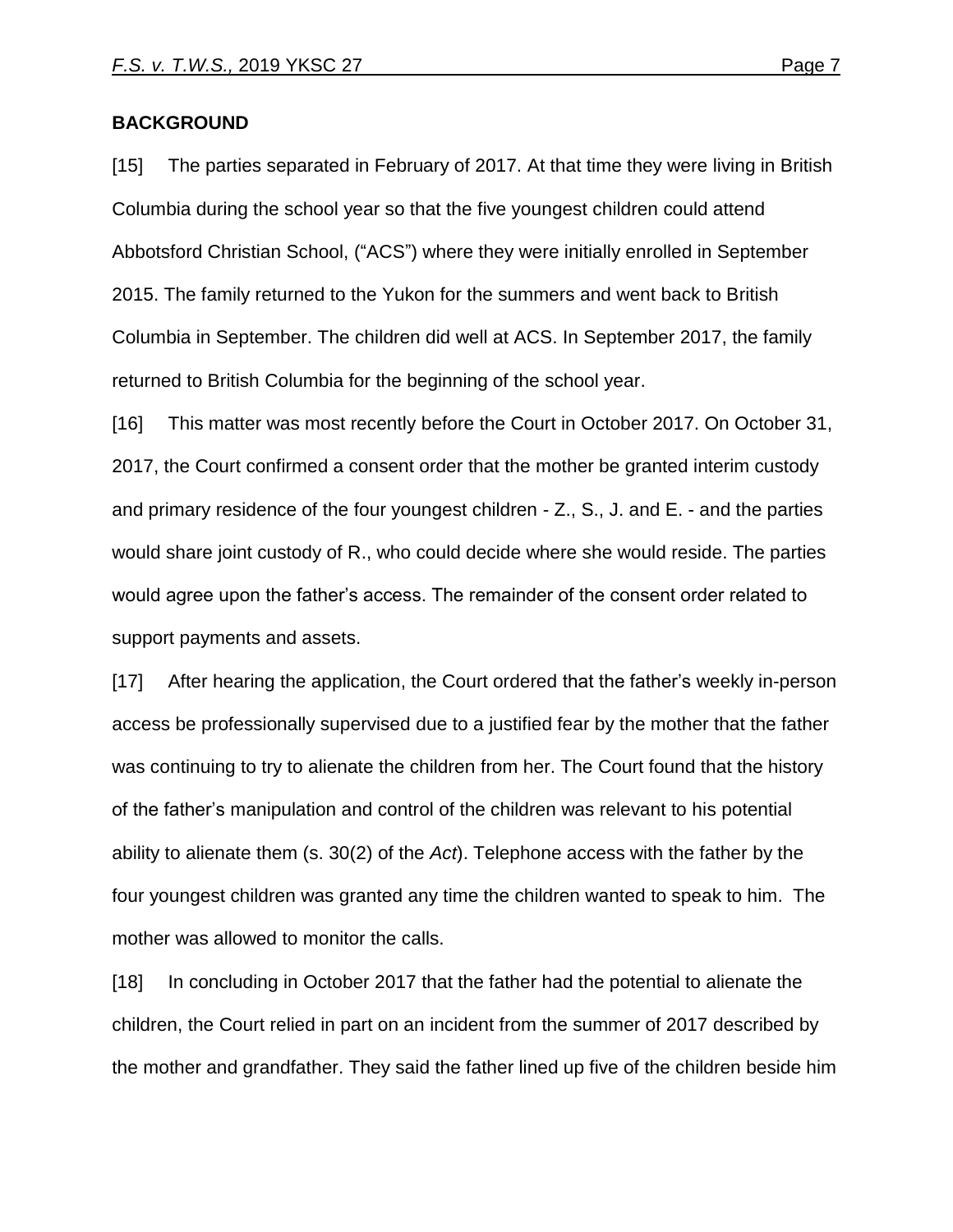**BACKGROUND**

[15] The parties separated in February of 2017. At that time they were living in British Columbia during the school year so that the five youngest children could attend Abbotsford Christian School, ("ACS") where they were initially enrolled in September 2015. The family returned to the Yukon for the summers and went back to British Columbia in September. The children did well at ACS. In September 2017, the family returned to British Columbia for the beginning of the school year.

[16] This matter was most recently before the Court in October 2017. On October 31, 2017, the Court confirmed a consent order that the mother be granted interim custody and primary residence of the four youngest children - Z., S., J. and E. - and the parties would share joint custody of R., who could decide where she would reside. The parties would agree upon the father's access. The remainder of the consent order related to support payments and assets.

[17] After hearing the application, the Court ordered that the father's weekly in-person access be professionally supervised due to a justified fear by the mother that the father was continuing to try to alienate the children from her. The Court found that the history of the father's manipulation and control of the children was relevant to his potential ability to alienate them (s. 30(2) of the *Act*). Telephone access with the father by the four youngest children was granted any time the children wanted to speak to him. The mother was allowed to monitor the calls.

[18] In concluding in October 2017 that the father had the potential to alienate the children, the Court relied in part on an incident from the summer of 2017 described by the mother and grandfather. They said the father lined up five of the children beside him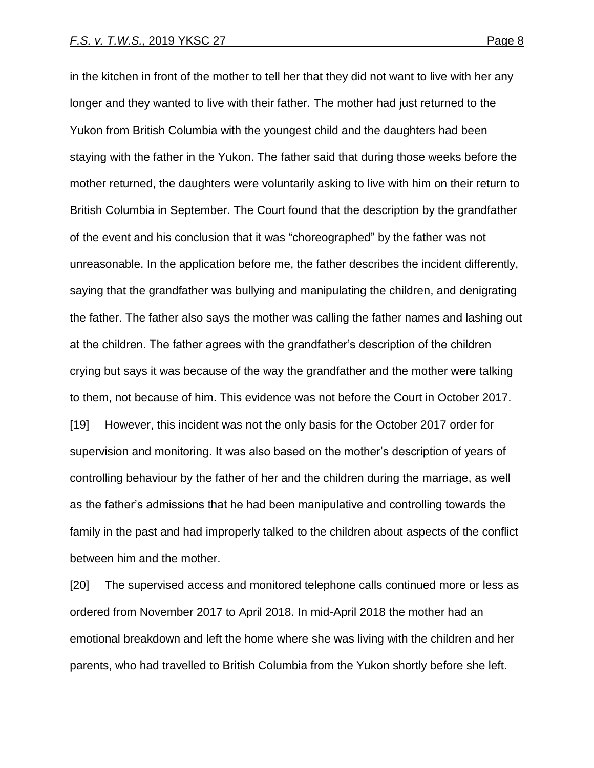in the kitchen in front of the mother to tell her that they did not want to live with her any longer and they wanted to live with their father. The mother had just returned to the Yukon from British Columbia with the youngest child and the daughters had been staying with the father in the Yukon. The father said that during those weeks before the mother returned, the daughters were voluntarily asking to live with him on their return to British Columbia in September. The Court found that the description by the grandfather of the event and his conclusion that it was "choreographed" by the father was not unreasonable. In the application before me, the father describes the incident differently, saying that the grandfather was bullying and manipulating the children, and denigrating the father. The father also says the mother was calling the father names and lashing out at the children. The father agrees with the grandfather's description of the children crying but says it was because of the way the grandfather and the mother were talking to them, not because of him. This evidence was not before the Court in October 2017.

[19] However, this incident was not the only basis for the October 2017 order for supervision and monitoring. It was also based on the mother's description of years of controlling behaviour by the father of her and the children during the marriage, as well as the father's admissions that he had been manipulative and controlling towards the family in the past and had improperly talked to the children about aspects of the conflict between him and the mother.

[20] The supervised access and monitored telephone calls continued more or less as ordered from November 2017 to April 2018. In mid-April 2018 the mother had an emotional breakdown and left the home where she was living with the children and her parents, who had travelled to British Columbia from the Yukon shortly before she left.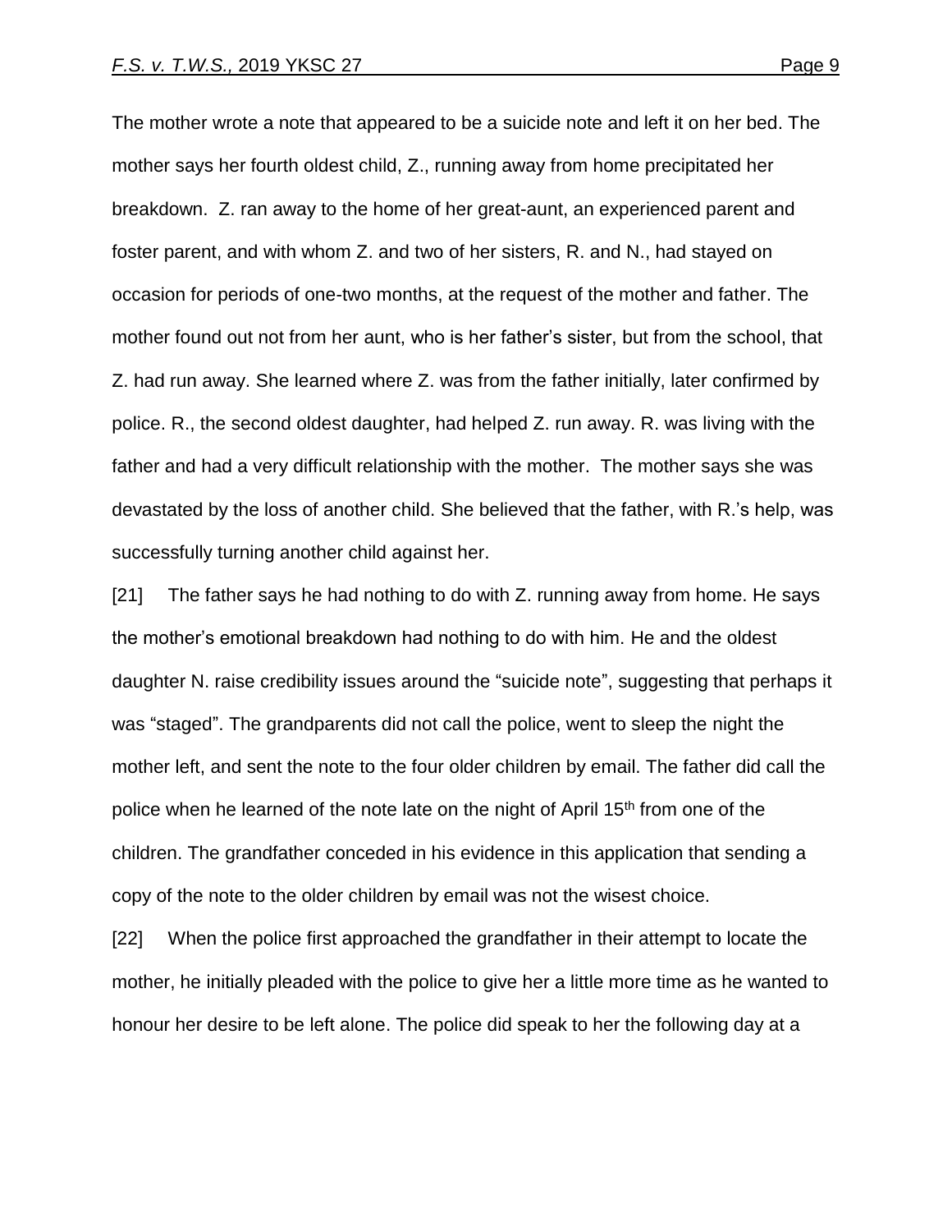The mother wrote a note that appeared to be a suicide note and left it on her bed. The mother says her fourth oldest child, Z., running away from home precipitated her breakdown. Z. ran away to the home of her great-aunt, an experienced parent and foster parent, and with whom Z. and two of her sisters, R. and N., had stayed on occasion for periods of one-two months, at the request of the mother and father. The mother found out not from her aunt, who is her father's sister, but from the school, that Z. had run away. She learned where Z. was from the father initially, later confirmed by police. R., the second oldest daughter, had helped Z. run away. R. was living with the father and had a very difficult relationship with the mother. The mother says she was devastated by the loss of another child. She believed that the father, with R.'s help, was successfully turning another child against her.

[21] The father says he had nothing to do with Z. running away from home. He says the mother's emotional breakdown had nothing to do with him. He and the oldest daughter N. raise credibility issues around the "suicide note", suggesting that perhaps it was "staged". The grandparents did not call the police, went to sleep the night the mother left, and sent the note to the four older children by email. The father did call the police when he learned of the note late on the night of April 15th from one of the children. The grandfather conceded in his evidence in this application that sending a copy of the note to the older children by email was not the wisest choice.

[22] When the police first approached the grandfather in their attempt to locate the mother, he initially pleaded with the police to give her a little more time as he wanted to honour her desire to be left alone. The police did speak to her the following day at a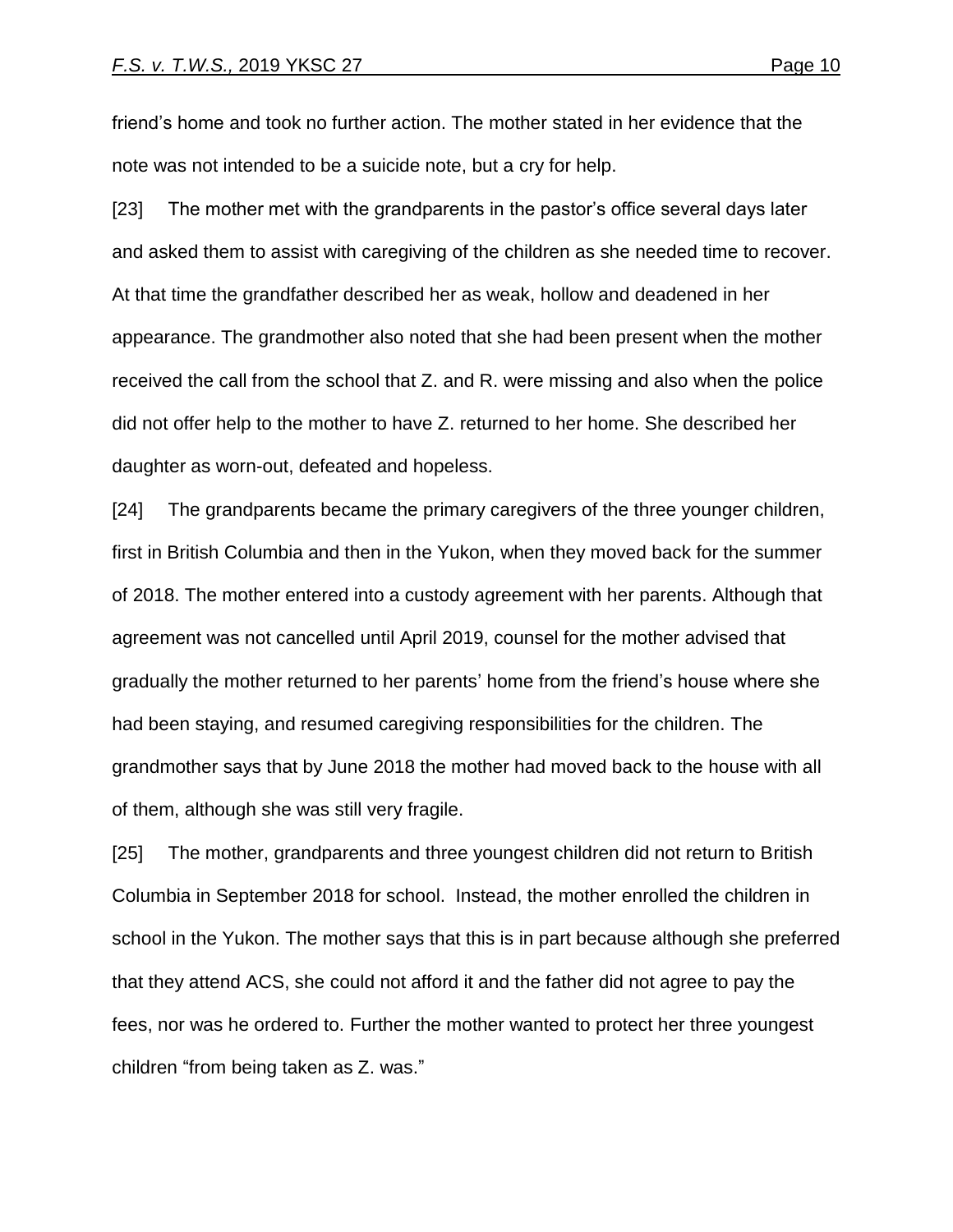friend's home and took no further action. The mother stated in her evidence that the note was not intended to be a suicide note, but a cry for help.

[23] The mother met with the grandparents in the pastor's office several days later and asked them to assist with caregiving of the children as she needed time to recover. At that time the grandfather described her as weak, hollow and deadened in her appearance. The grandmother also noted that she had been present when the mother received the call from the school that Z. and R. were missing and also when the police did not offer help to the mother to have Z. returned to her home. She described her daughter as worn-out, defeated and hopeless.

[24] The grandparents became the primary caregivers of the three younger children, first in British Columbia and then in the Yukon, when they moved back for the summer of 2018. The mother entered into a custody agreement with her parents. Although that agreement was not cancelled until April 2019, counsel for the mother advised that gradually the mother returned to her parents' home from the friend's house where she had been staying, and resumed caregiving responsibilities for the children. The grandmother says that by June 2018 the mother had moved back to the house with all of them, although she was still very fragile.

[25] The mother, grandparents and three youngest children did not return to British Columbia in September 2018 for school. Instead, the mother enrolled the children in school in the Yukon. The mother says that this is in part because although she preferred that they attend ACS, she could not afford it and the father did not agree to pay the fees, nor was he ordered to. Further the mother wanted to protect her three youngest children "from being taken as Z. was."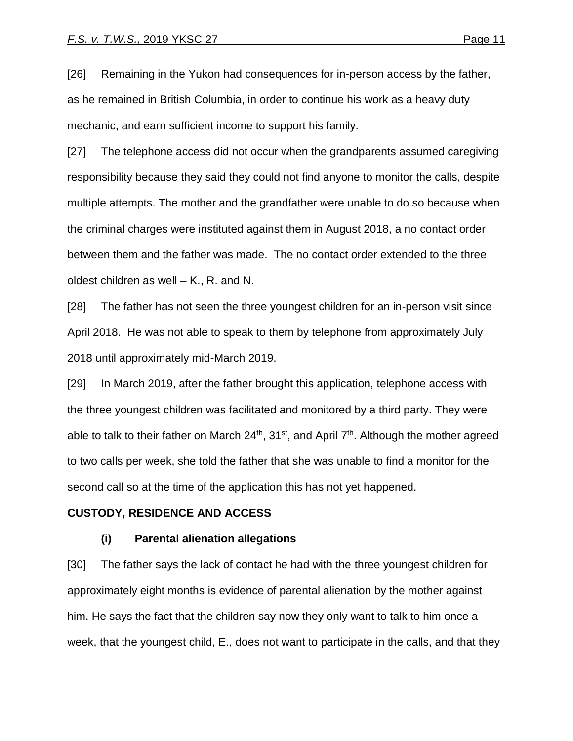[26] Remaining in the Yukon had consequences for in-person access by the father, as he remained in British Columbia, in order to continue his work as a heavy duty mechanic, and earn sufficient income to support his family.

[27] The telephone access did not occur when the grandparents assumed caregiving responsibility because they said they could not find anyone to monitor the calls, despite multiple attempts. The mother and the grandfather were unable to do so because when the criminal charges were instituted against them in August 2018, a no contact order between them and the father was made. The no contact order extended to the three oldest children as well – K., R. and N.

[28] The father has not seen the three youngest children for an in-person visit since April 2018. He was not able to speak to them by telephone from approximately July 2018 until approximately mid-March 2019.

[29] In March 2019, after the father brought this application, telephone access with the three youngest children was facilitated and monitored by a third party. They were able to talk to their father on March 24th, 31st, and April 7th. Although the mother agreed to two calls per week, she told the father that she was unable to find a monitor for the second call so at the time of the application this has not yet happened.

**CUSTODY, RESIDENCE AND ACCESS**

**(i) Parental alienation allegations**

[30] The father says the lack of contact he had with the three youngest children for approximately eight months is evidence of parental alienation by the mother against him. He says the fact that the children say now they only want to talk to him once a week, that the youngest child, E., does not want to participate in the calls, and that they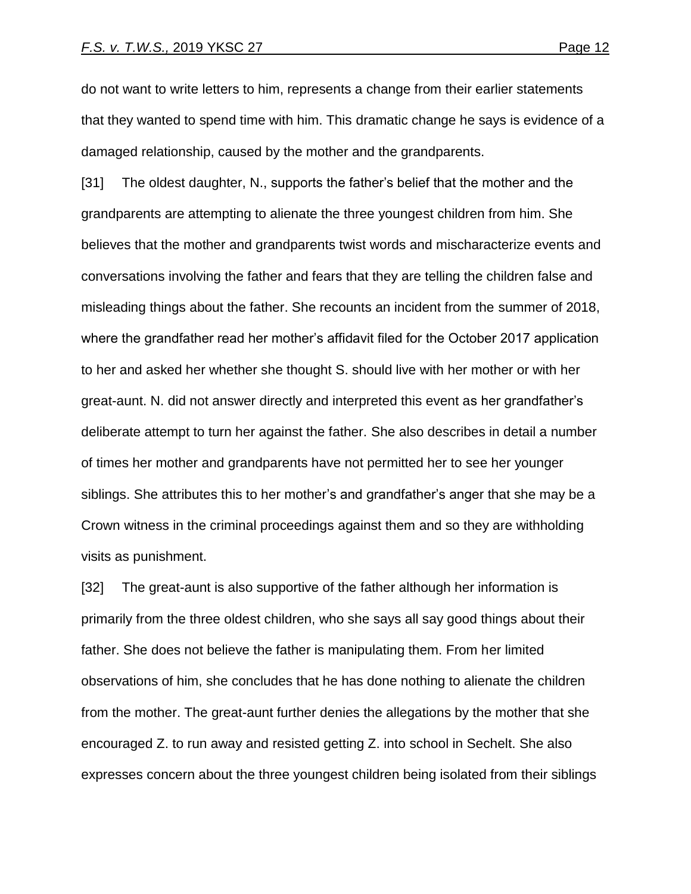do not want to write letters to him, represents a change from their earlier statements that they wanted to spend time with him. This dramatic change he says is evidence of a damaged relationship, caused by the mother and the grandparents.

[31] The oldest daughter, N., supports the father's belief that the mother and the grandparents are attempting to alienate the three youngest children from him. She believes that the mother and grandparents twist words and mischaracterize events and conversations involving the father and fears that they are telling the children false and misleading things about the father. She recounts an incident from the summer of 2018, where the grandfather read her mother's affidavit filed for the October 2017 application to her and asked her whether she thought S. should live with her mother or with her great-aunt. N. did not answer directly and interpreted this event as her grandfather's deliberate attempt to turn her against the father. She also describes in detail a number of times her mother and grandparents have not permitted her to see her younger siblings. She attributes this to her mother's and grandfather's anger that she may be a Crown witness in the criminal proceedings against them and so they are withholding visits as punishment.

[32] The great-aunt is also supportive of the father although her information is primarily from the three oldest children, who she says all say good things about their father. She does not believe the father is manipulating them. From her limited observations of him, she concludes that he has done nothing to alienate the children from the mother. The great-aunt further denies the allegations by the mother that she encouraged Z. to run away and resisted getting Z. into school in Sechelt. She also expresses concern about the three youngest children being isolated from their siblings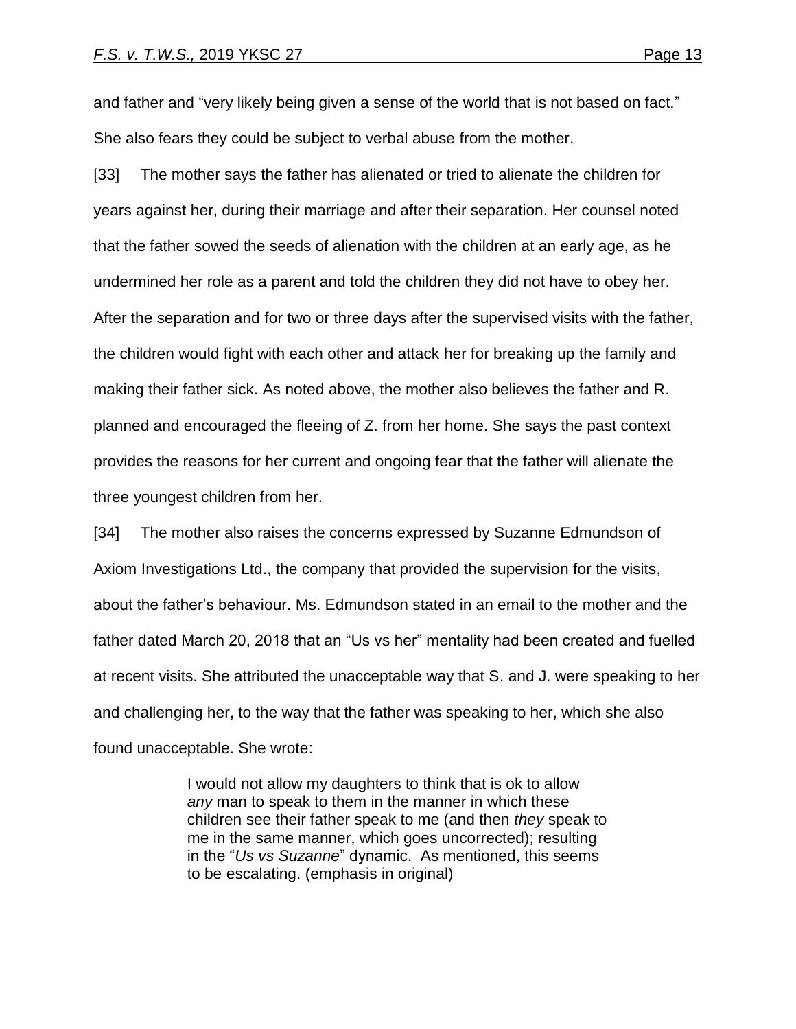and father and "very likely being given a sense of the world that is not based on fact." She also fears they could be subject to verbal abuse from the mother.

[33] The mother says the father has alienated or tried to alienate the children for years against her, during their marriage and after their separation. Her counsel noted that the father sowed the seeds of alienation with the children at an early age, as he undermined her role as a parent and told the children they did not have to obey her. After the separation and for two or three days after the supervised visits with the father, the children would fight with each other and attack her for breaking up the family and making their father sick. As noted above, the mother also believes the father and R. planned and encouraged the fleeing of Z. from her home. She says the past context provides the reasons for her current and ongoing fear that the father will alienate the three youngest children from her.

[34] The mother also raises the concerns expressed by Suzanne Edmundson of Axiom Investigations Ltd., the company that provided the supervision for the visits, about the father's behaviour. Ms. Edmundson stated in an email to the mother and the father dated March 20, 2018 that an "Us vs her" mentality had been created and fuelled at recent visits. She attributed the unacceptable way that S. and J. were speaking to her and challenging her, to the way that the father was speaking to her, which she also found unacceptable. She wrote:

> I would not allow my daughters to think that is ok to allow *any* man to speak to them in the manner in which these children see their father speak to me (and then *they* speak to me in the same manner, which goes uncorrected); resulting in the "*Us vs Suzanne*" dynamic. As mentioned, this seems to be escalating. (emphasis in original)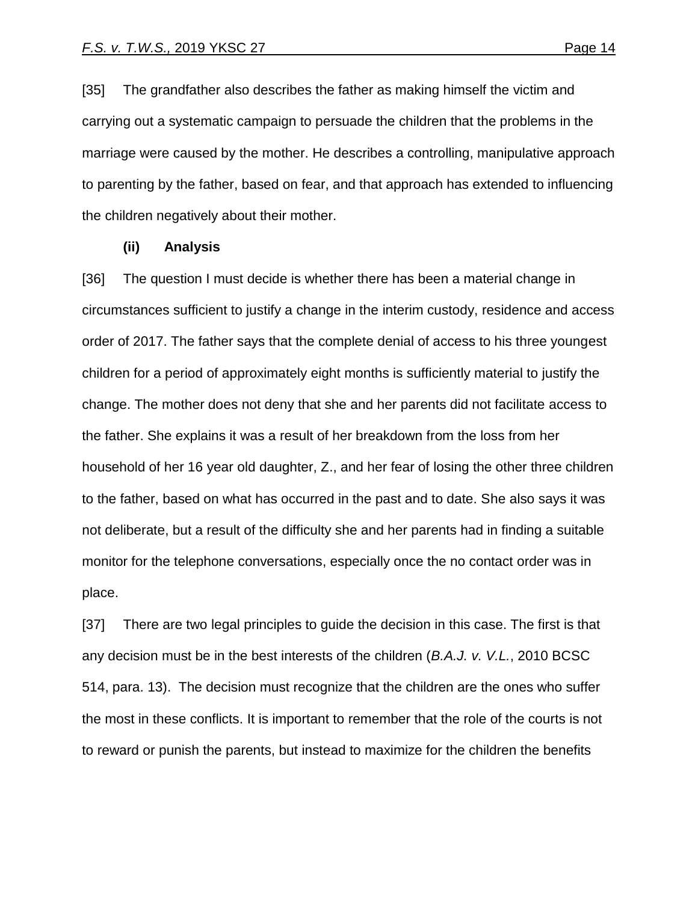[35] The grandfather also describes the father as making himself the victim and carrying out a systematic campaign to persuade the children that the problems in the marriage were caused by the mother. He describes a controlling, manipulative approach to parenting by the father, based on fear, and that approach has extended to influencing the children negatively about their mother.

**(ii) Analysis**

[36] The question I must decide is whether there has been a material change in circumstances sufficient to justify a change in the interim custody, residence and access order of 2017. The father says that the complete denial of access to his three youngest children for a period of approximately eight months is sufficiently material to justify the change. The mother does not deny that she and her parents did not facilitate access to the father. She explains it was a result of her breakdown from the loss from her household of her 16 year old daughter, Z., and her fear of losing the other three children to the father, based on what has occurred in the past and to date. She also says it was not deliberate, but a result of the difficulty she and her parents had in finding a suitable monitor for the telephone conversations, especially once the no contact order was in place.

[37] There are two legal principles to guide the decision in this case. The first is that any decision must be in the best interests of the children (*B.A.J. v. V.L.*, 2010 BCSC 514, para. 13). The decision must recognize that the children are the ones who suffer the most in these conflicts. It is important to remember that the role of the courts is not to reward or punish the parents, but instead to maximize for the children the benefits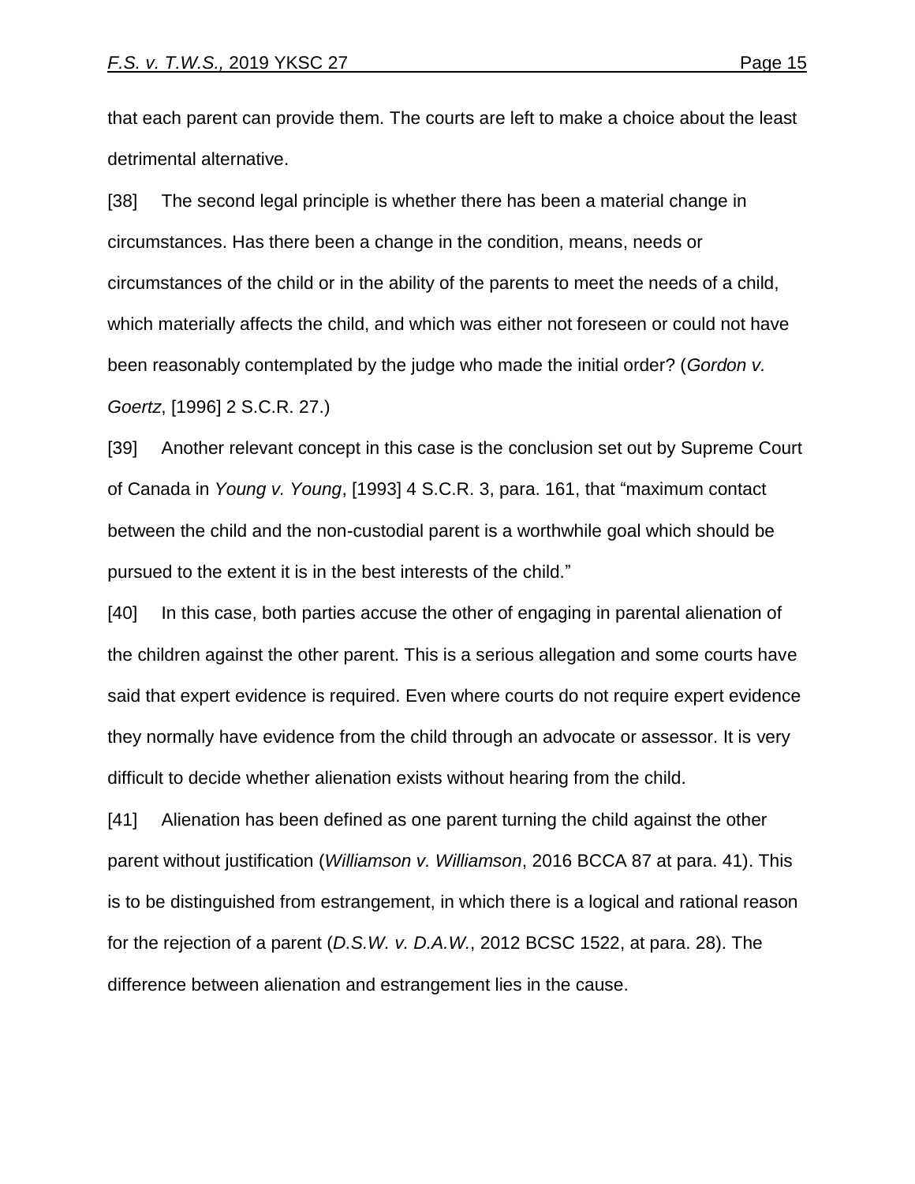that each parent can provide them. The courts are left to make a choice about the least detrimental alternative.

[38] The second legal principle is whether there has been a material change in circumstances. Has there been a change in the condition, means, needs or circumstances of the child or in the ability of the parents to meet the needs of a child, which materially affects the child, and which was either not foreseen or could not have been reasonably contemplated by the judge who made the initial order? (*Gordon v. Goertz*, [1996] 2 S.C.R. 27.)

[39] Another relevant concept in this case is the conclusion set out by Supreme Court of Canada in *Young v. Young*, [1993] 4 S.C.R. 3, para. 161, that "maximum contact between the child and the non-custodial parent is a worthwhile goal which should be pursued to the extent it is in the best interests of the child."

[40] In this case, both parties accuse the other of engaging in parental alienation of the children against the other parent. This is a serious allegation and some courts have said that expert evidence is required. Even where courts do not require expert evidence they normally have evidence from the child through an advocate or assessor. It is very difficult to decide whether alienation exists without hearing from the child.

[41] Alienation has been defined as one parent turning the child against the other parent without justification (*Williamson v. Williamson*, 2016 BCCA 87 at para. 41). This is to be distinguished from estrangement, in which there is a logical and rational reason for the rejection of a parent (*D.S.W. v. D.A.W.*, 2012 BCSC 1522, at para. 28). The difference between alienation and estrangement lies in the cause.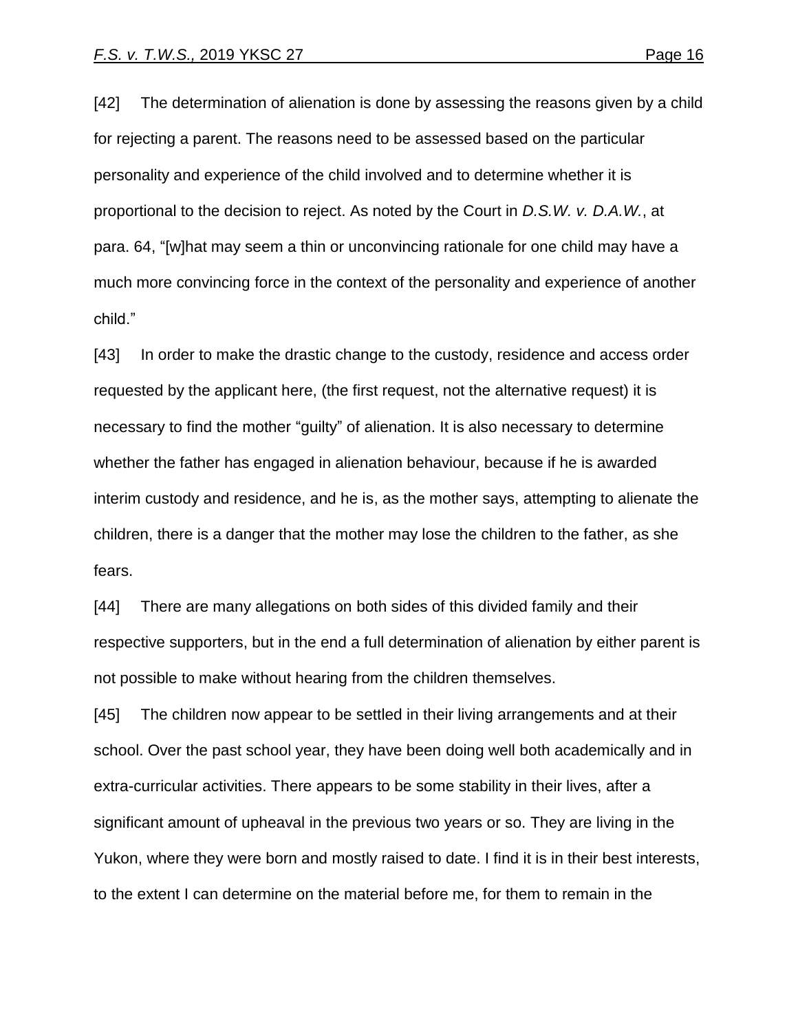[42] The determination of alienation is done by assessing the reasons given by a child for rejecting a parent. The reasons need to be assessed based on the particular personality and experience of the child involved and to determine whether it is proportional to the decision to reject. As noted by the Court in *D.S.W. v. D.A.W.*, at para. 64, "[w]hat may seem a thin or unconvincing rationale for one child may have a much more convincing force in the context of the personality and experience of another child."

[43] In order to make the drastic change to the custody, residence and access order requested by the applicant here, (the first request, not the alternative request) it is necessary to find the mother "guilty" of alienation. It is also necessary to determine whether the father has engaged in alienation behaviour, because if he is awarded interim custody and residence, and he is, as the mother says, attempting to alienate the children, there is a danger that the mother may lose the children to the father, as she fears.

[44] There are many allegations on both sides of this divided family and their respective supporters, but in the end a full determination of alienation by either parent is not possible to make without hearing from the children themselves.

[45] The children now appear to be settled in their living arrangements and at their school. Over the past school year, they have been doing well both academically and in extra-curricular activities. There appears to be some stability in their lives, after a significant amount of upheaval in the previous two years or so. They are living in the Yukon, where they were born and mostly raised to date. I find it is in their best interests, to the extent I can determine on the material before me, for them to remain in the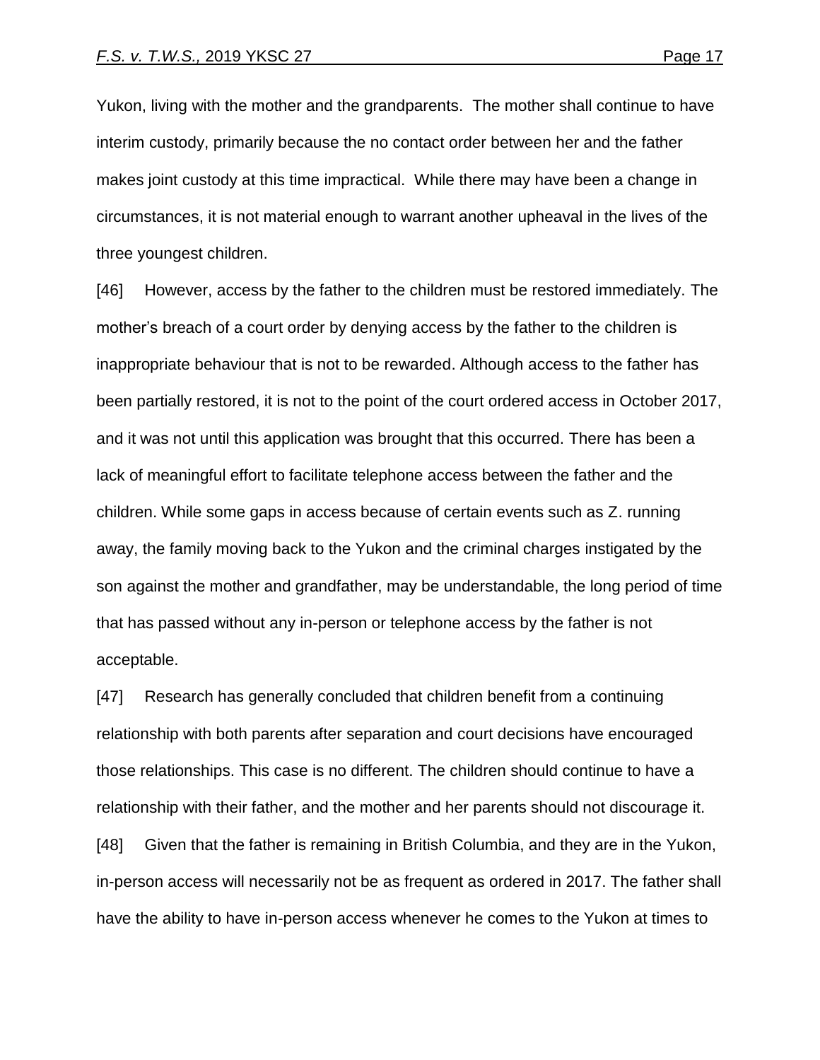Yukon, living with the mother and the grandparents. The mother shall continue to have interim custody, primarily because the no contact order between her and the father makes joint custody at this time impractical. While there may have been a change in circumstances, it is not material enough to warrant another upheaval in the lives of the three youngest children.

[46] However, access by the father to the children must be restored immediately. The mother's breach of a court order by denying access by the father to the children is inappropriate behaviour that is not to be rewarded. Although access to the father has been partially restored, it is not to the point of the court ordered access in October 2017, and it was not until this application was brought that this occurred. There has been a lack of meaningful effort to facilitate telephone access between the father and the children. While some gaps in access because of certain events such as Z. running away, the family moving back to the Yukon and the criminal charges instigated by the son against the mother and grandfather, may be understandable, the long period of time that has passed without any in-person or telephone access by the father is not acceptable.

[47] Research has generally concluded that children benefit from a continuing relationship with both parents after separation and court decisions have encouraged those relationships. This case is no different. The children should continue to have a relationship with their father, and the mother and her parents should not discourage it.

[48] Given that the father is remaining in British Columbia, and they are in the Yukon, in-person access will necessarily not be as frequent as ordered in 2017. The father shall have the ability to have in-person access whenever he comes to the Yukon at times to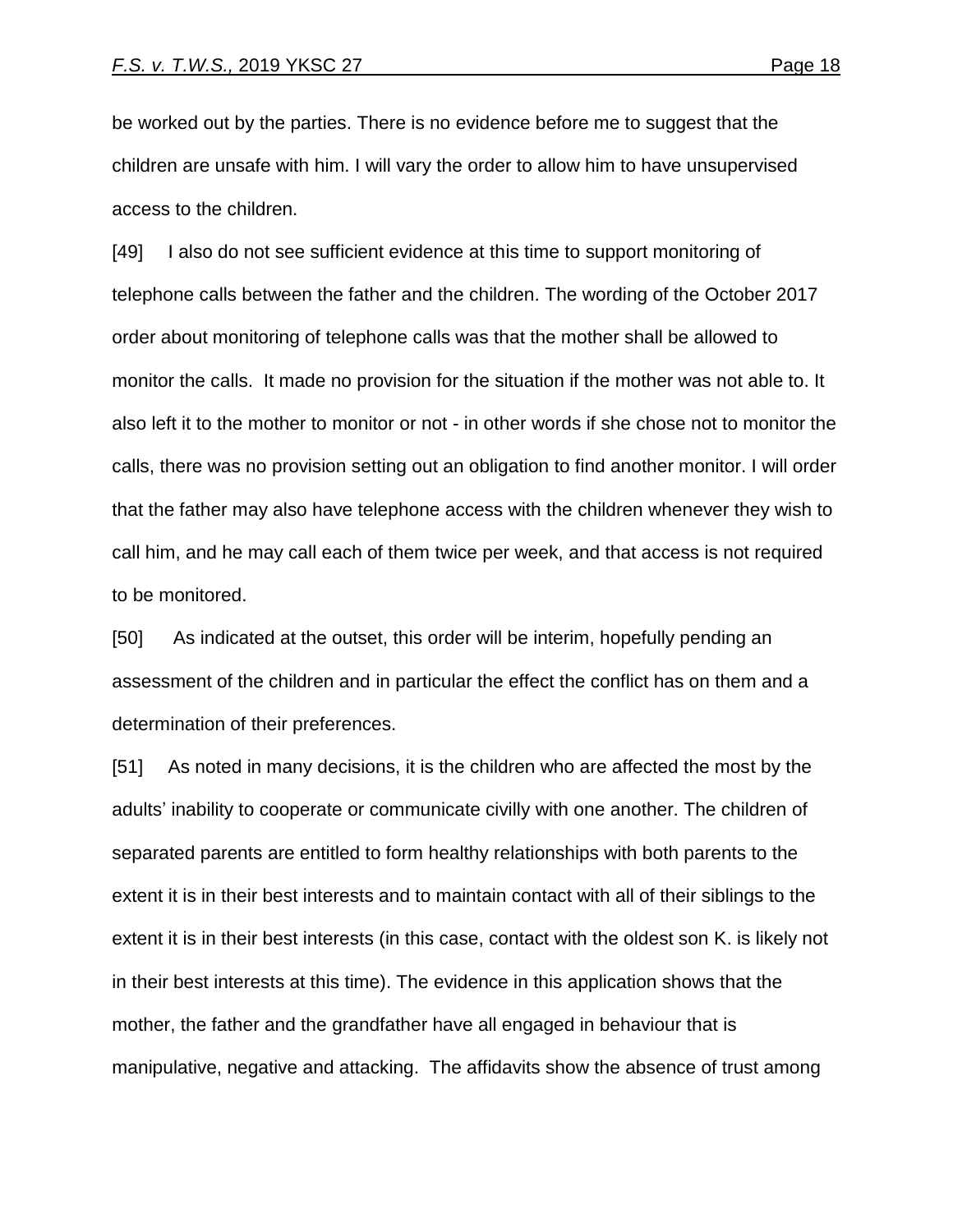be worked out by the parties. There is no evidence before me to suggest that the children are unsafe with him. I will vary the order to allow him to have unsupervised access to the children.

[49] I also do not see sufficient evidence at this time to support monitoring of telephone calls between the father and the children. The wording of the October 2017 order about monitoring of telephone calls was that the mother shall be allowed to monitor the calls. It made no provision for the situation if the mother was not able to. It also left it to the mother to monitor or not - in other words if she chose not to monitor the calls, there was no provision setting out an obligation to find another monitor. I will order that the father may also have telephone access with the children whenever they wish to call him, and he may call each of them twice per week, and that access is not required to be monitored.

[50] As indicated at the outset, this order will be interim, hopefully pending an assessment of the children and in particular the effect the conflict has on them and a determination of their preferences.

[51] As noted in many decisions, it is the children who are affected the most by the adults' inability to cooperate or communicate civilly with one another. The children of separated parents are entitled to form healthy relationships with both parents to the extent it is in their best interests and to maintain contact with all of their siblings to the extent it is in their best interests (in this case, contact with the oldest son K. is likely not in their best interests at this time). The evidence in this application shows that the mother, the father and the grandfather have all engaged in behaviour that is manipulative, negative and attacking. The affidavits show the absence of trust among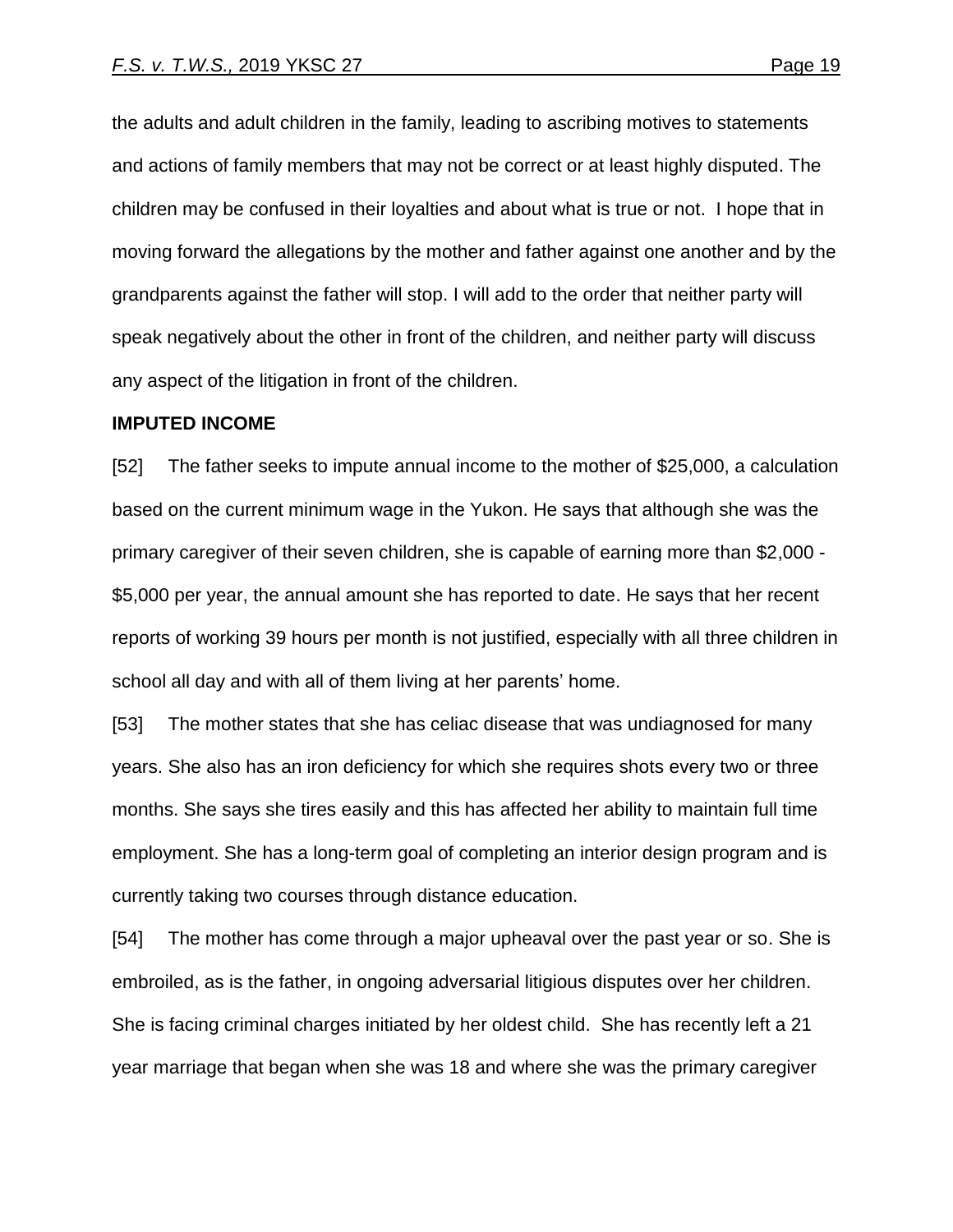the adults and adult children in the family, leading to ascribing motives to statements and actions of family members that may not be correct or at least highly disputed. The children may be confused in their loyalties and about what is true or not. I hope that in moving forward the allegations by the mother and father against one another and by the grandparents against the father will stop. I will add to the order that neither party will speak negatively about the other in front of the children, and neither party will discuss any aspect of the litigation in front of the children.

**IMPUTED INCOME**

[52] The father seeks to impute annual income to the mother of $25,000, a calculation based on the current minimum wage in the Yukon. He says that although she was the primary caregiver of their seven children, she is capable of earning more than $2,000 - $5,000 per year, the annual amount she has reported to date. He says that her recent reports of working 39 hours per month is not justified, especially with all three children in school all day and with all of them living at her parents' home.

[53] The mother states that she has celiac disease that was undiagnosed for many years. She also has an iron deficiency for which she requires shots every two or three months. She says she tires easily and this has affected her ability to maintain full time employment. She has a long-term goal of completing an interior design program and is currently taking two courses through distance education.

[54] The mother has come through a major upheaval over the past year or so. She is embroiled, as is the father, in ongoing adversarial litigious disputes over her children. She is facing criminal charges initiated by her oldest child. She has recently left a 21 year marriage that began when she was 18 and where she was the primary caregiver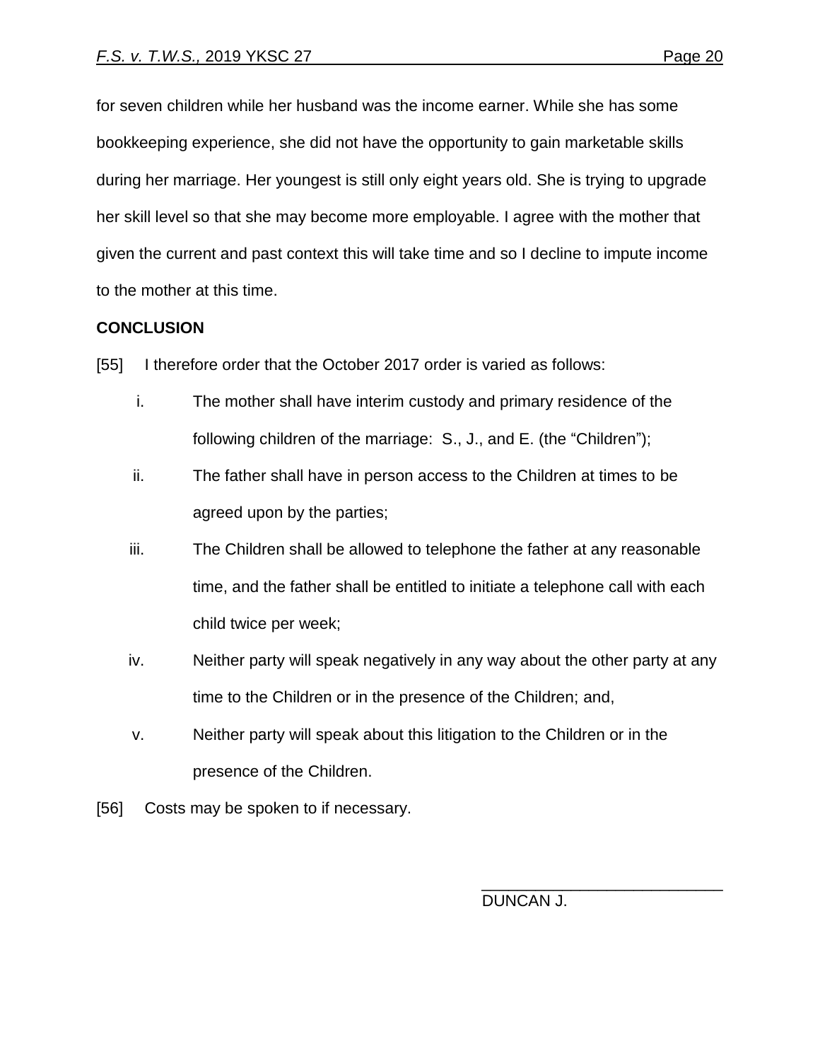for seven children while her husband was the income earner. While she has some bookkeeping experience, she did not have the opportunity to gain marketable skills during her marriage. Her youngest is still only eight years old. She is trying to upgrade her skill level so that she may become more employable. I agree with the mother that given the current and past context this will take time and so I decline to impute income to the mother at this time.

**CONCLUSION**

[55] I therefore order that the October 2017 order is varied as follows:

i. The mother shall have interim custody and primary residence of the following children of the marriage: S., J., and E. (the "Children");

ii. The father shall have in person access to the Children at times to be agreed upon by the parties;

iii. The Children shall be allowed to telephone the father at any reasonable time, and the father shall be entitled to initiate a telephone call with each child twice per week;

iv. Neither party will speak negatively in any way about the other party at any time to the Children or in the presence of the Children; and,

v. Neither party will speak about this litigation to the Children or in the presence of the Children.

[56] Costs may be spoken to if necessary.

___________________________
DUNCAN J.